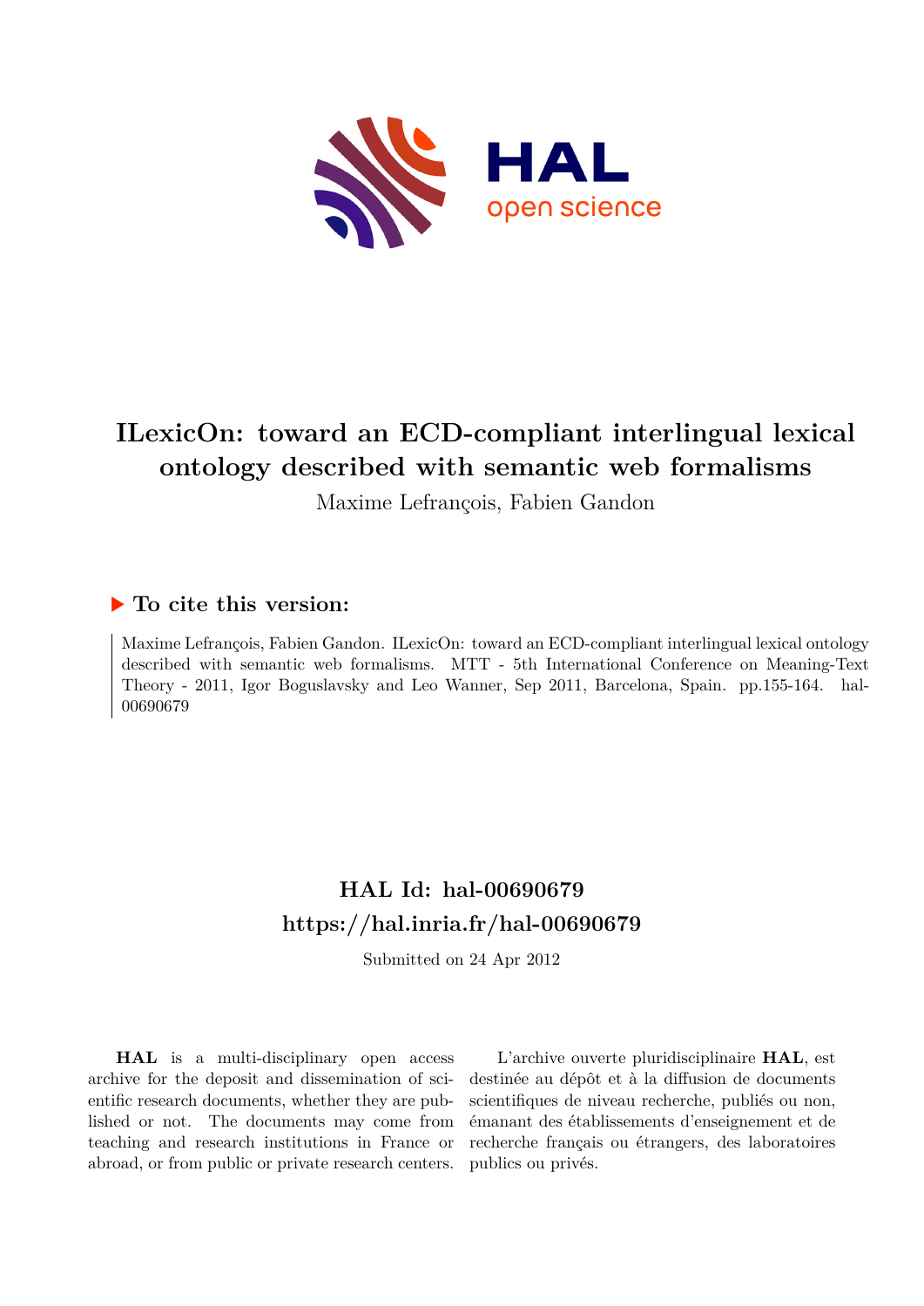# ILexicOn: toward an ECD-compliant interlingual lexical ontology described with semantic web formalisms

Maxime Lefrançois, Fabien Gandon

### ▶ To cite this version:

Maxime Lefrançois, Fabien Gandon. ILexicOn: toward an ECD-compliant interlingual lexical ontology described with semantic web formalisms. MTT - 5th International Conference on Meaning-Text Theory - 2011, Igor Boguslavsky and Leo Wanner, Sep 2011, Barcelona, Spain. pp.155-164. hal-00690679

## HAL Id: hal-00690679
## https://hal.inria.fr/hal-00690679

Submitted on 24 Apr 2012

**HAL** is a multi-disciplinary open access archive for the deposit and dissemination of scientific research documents, whether they are published or not. The documents may come from teaching and research institutions in France or abroad, or from public or private research centers.

L'archive ouverte pluridisciplinaire **HAL**, est destinée au dépôt et à la diffusion de documents scientifiques de niveau recherche, publiés ou non, émanant des établissements d'enseignement et de recherche français ou étrangers, des laboratoires publics ou privés.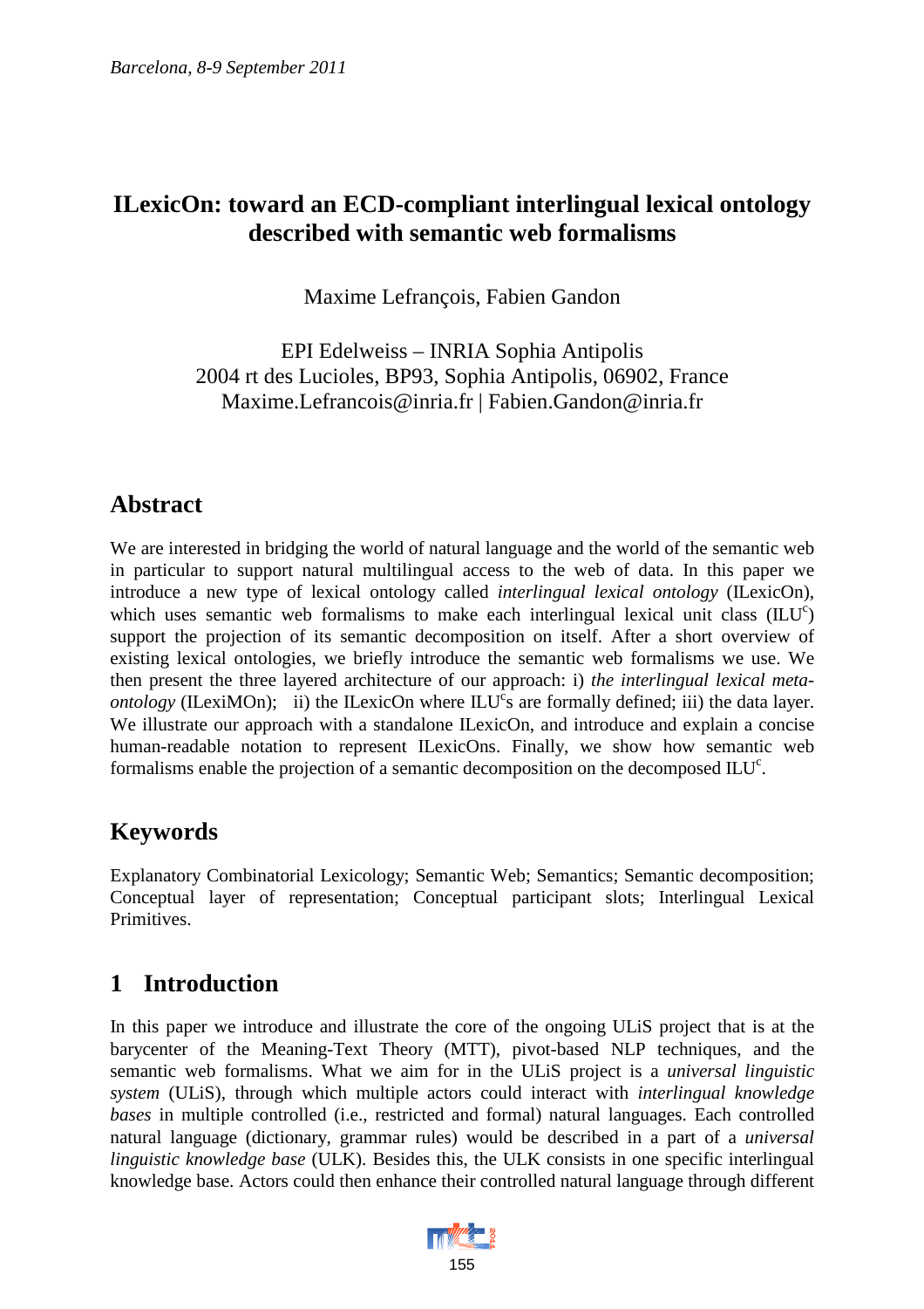# ILexicOn: toward an ECD-compliant interlingual lexical ontology described with semantic web formalisms

Maxime Lefrançois, Fabien Gandon

EPI Edelweiss – INRIA Sophia Antipolis
2004 rt des Lucioles, BP93, Sophia Antipolis, 06902, France
Maxime.Lefrancois@inria.fr | Fabien.Gandon@inria.fr

## Abstract

We are interested in bridging the world of natural language and the world of the semantic web in particular to support natural multilingual access to the web of data. In this paper we introduce a new type of lexical ontology called *interlingual lexical ontology* (ILexicOn), which uses semantic web formalisms to make each interlingual lexical unit class ($ILU^c$) support the projection of its semantic decomposition on itself. After a short overview of existing lexical ontologies, we briefly introduce the semantic web formalisms we use. We then present the three layered architecture of our approach: i) *the interlingual lexical meta-ontology* (ILexiMOn); ii) the ILexicOn where $ILU^c$s are formally defined; iii) the data layer. We illustrate our approach with a standalone ILexicOn, and introduce and explain a concise human-readable notation to represent ILexicOns. Finally, we show how semantic web formalisms enable the projection of a semantic decomposition on the decomposed $ILU^c$.

## Keywords

Explanatory Combinatorial Lexicology; Semantic Web; Semantics; Semantic decomposition; Conceptual layer of representation; Conceptual participant slots; Interlingual Lexical Primitives.

## 1 Introduction

In this paper we introduce and illustrate the core of the ongoing ULiS project that is at the barycenter of the Meaning-Text Theory (MTT), pivot-based NLP techniques, and the semantic web formalisms. What we aim for in the ULiS project is a *universal linguistic system* (ULiS), through which multiple actors could interact with *interlingual knowledge bases* in multiple controlled (i.e., restricted and formal) natural languages. Each controlled natural language (dictionary, grammar rules) would be described in a part of a *universal linguistic knowledge base* (ULK). Besides this, the ULK consists in one specific interlingual knowledge base. Actors could then enhance their controlled natural language through different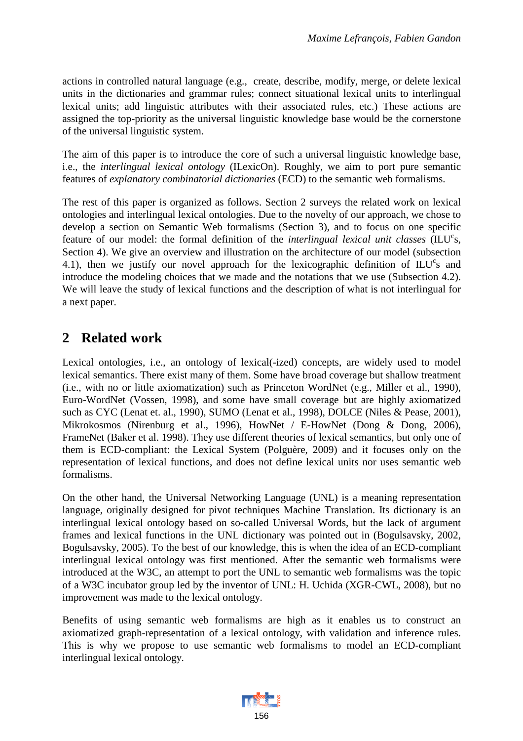actions in controlled natural language (e.g., create, describe, modify, merge, or delete lexical units in the dictionaries and grammar rules; connect situational lexical units to interlingual lexical units; add linguistic attributes with their associated rules, etc.) These actions are assigned the top-priority as the universal linguistic knowledge base would be the cornerstone of the universal linguistic system.

The aim of this paper is to introduce the core of such a universal linguistic knowledge base, i.e., the *interlingual lexical ontology* (ILexicOn). Roughly, we aim to port pure semantic features of *explanatory combinatorial dictionaries* (ECD) to the semantic web formalisms.

The rest of this paper is organized as follows. Section 2 surveys the related work on lexical ontologies and interlingual lexical ontologies. Due to the novelty of our approach, we chose to develop a section on Semantic Web formalisms (Section 3), and to focus on one specific feature of our model: the formal definition of the *interlingual lexical unit classes* ($ILU^c$s, Section 4). We give an overview and illustration on the architecture of our model (subsection 4.1), then we justify our novel approach for the lexicographic definition of $ILU^c$s and introduce the modeling choices that we made and the notations that we use (Subsection 4.2). We will leave the study of lexical functions and the description of what is not interlingual for a next paper.

## 2 Related work

Lexical ontologies, i.e., an ontology of lexical(-ized) concepts, are widely used to model lexical semantics. There exist many of them. Some have broad coverage but shallow treatment (i.e., with no or little axiomatization) such as Princeton WordNet (e.g., Miller et al., 1990), Euro-WordNet (Vossen, 1998), and some have small coverage but are highly axiomatized such as CYC (Lenat et. al., 1990), SUMO (Lenat et al., 1998), DOLCE (Niles & Pease, 2001), Mikrokosmos (Nirenburg et al., 1996), HowNet / E-HowNet (Dong & Dong, 2006), FrameNet (Baker et al. 1998). They use different theories of lexical semantics, but only one of them is ECD-compliant: the Lexical System (Polguère, 2009) and it focuses only on the representation of lexical functions, and does not define lexical units nor uses semantic web formalisms.

On the other hand, the Universal Networking Language (UNL) is a meaning representation language, originally designed for pivot techniques Machine Translation. Its dictionary is an interlingual lexical ontology based on so-called Universal Words, but the lack of argument frames and lexical functions in the UNL dictionary was pointed out in (Bogulsavsky, 2002, Bogulsavsky, 2005). To the best of our knowledge, this is when the idea of an ECD-compliant interlingual lexical ontology was first mentioned. After the semantic web formalisms were introduced at the W3C, an attempt to port the UNL to semantic web formalisms was the topic of a W3C incubator group led by the inventor of UNL: H. Uchida (XGR-CWL, 2008), but no improvement was made to the lexical ontology.

Benefits of using semantic web formalisms are high as it enables us to construct an axiomatized graph-representation of a lexical ontology, with validation and inference rules. This is why we propose to use semantic web formalisms to model an ECD-compliant interlingual lexical ontology.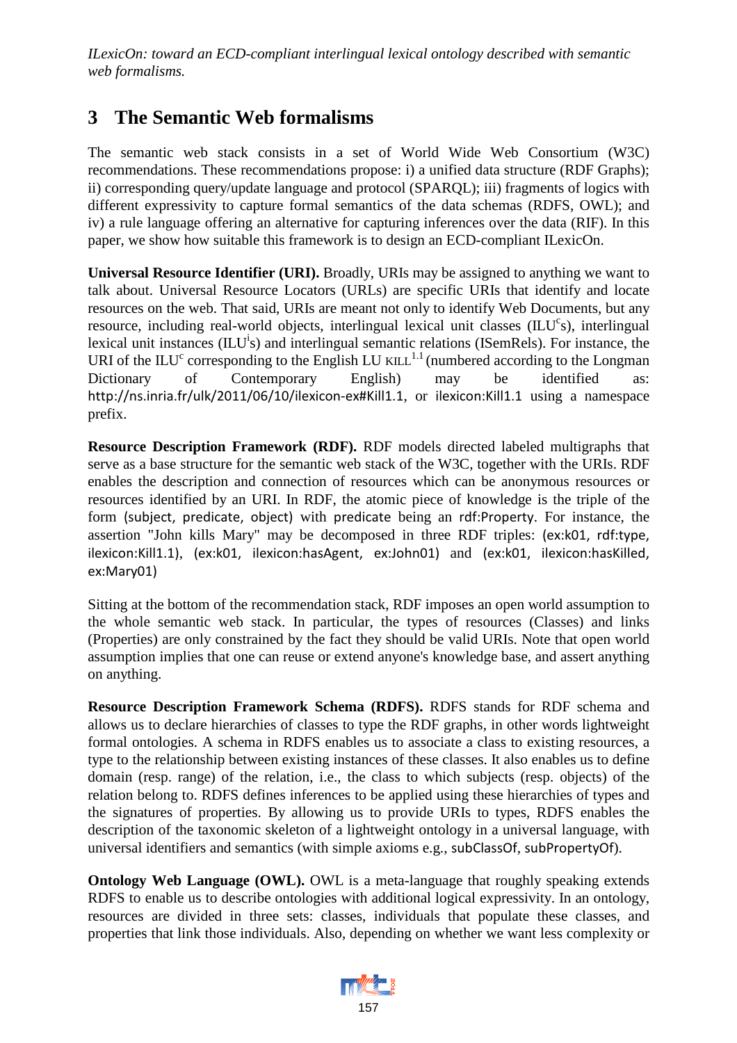## 3 The Semantic Web formalisms

The semantic web stack consists in a set of World Wide Web Consortium (W3C) recommendations. These recommendations propose: i) a unified data structure (RDF Graphs); ii) corresponding query/update language and protocol (SPARQL); iii) fragments of logics with different expressivity to capture formal semantics of the data schemas (RDFS, OWL); and iv) a rule language offering an alternative for capturing inferences over the data (RIF). In this paper, we show how suitable this framework is to design an ECD-compliant ILexicOn.

**Universal Resource Identifier (URI).** Broadly, URIs may be assigned to anything we want to talk about. Universal Resource Locators (URLs) are specific URIs that identify and locate resources on the web. That said, URIs are meant not only to identify Web Documents, but any resource, including real-world objects, interlingual lexical unit classes ($ILU^c$s), interlingual lexical unit instances ($ILU^i$s) and interlingual semantic relations (ISemRels). For instance, the URI of the $ILU^c$ corresponding to the English LU KILL$^{1.1}$ (numbered according to the Longman Dictionary of Contemporary English) may be identified as: http://ns.inria.fr/ulk/2011/06/10/ilexicon-ex#Kill1.1, or ilexicon:Kill1.1 using a namespace prefix.

**Resource Description Framework (RDF).** RDF models directed labeled multigraphs that serve as a base structure for the semantic web stack of the W3C, together with the URIs. RDF enables the description and connection of resources which can be anonymous resources or resources identified by an URI. In RDF, the atomic piece of knowledge is the triple of the form (subject, predicate, object) with predicate being an rdf:Property. For instance, the assertion "John kills Mary" may be decomposed in three RDF triples: (ex:k01, rdf:type, ilexicon:Kill1.1), (ex:k01, ilexicon:hasAgent, ex:John01) and (ex:k01, ilexicon:hasKilled, ex:Mary01)

Sitting at the bottom of the recommendation stack, RDF imposes an open world assumption to the whole semantic web stack. In particular, the types of resources (Classes) and links (Properties) are only constrained by the fact they should be valid URIs. Note that open world assumption implies that one can reuse or extend anyone's knowledge base, and assert anything on anything.

**Resource Description Framework Schema (RDFS).** RDFS stands for RDF schema and allows us to declare hierarchies of classes to type the RDF graphs, in other words lightweight formal ontologies. A schema in RDFS enables us to associate a class to existing resources, a type to the relationship between existing instances of these classes. It also enables us to define domain (resp. range) of the relation, i.e., the class to which subjects (resp. objects) of the relation belong to. RDFS defines inferences to be applied using these hierarchies of types and the signatures of properties. By allowing us to provide URIs to types, RDFS enables the description of the taxonomic skeleton of a lightweight ontology in a universal language, with universal identifiers and semantics (with simple axioms e.g., subClassOf, subPropertyOf).

**Ontology Web Language (OWL).** OWL is a meta-language that roughly speaking extends RDFS to enable us to describe ontologies with additional logical expressivity. In an ontology, resources are divided in three sets: classes, individuals that populate these classes, and properties that link those individuals. Also, depending on whether we want less complexity or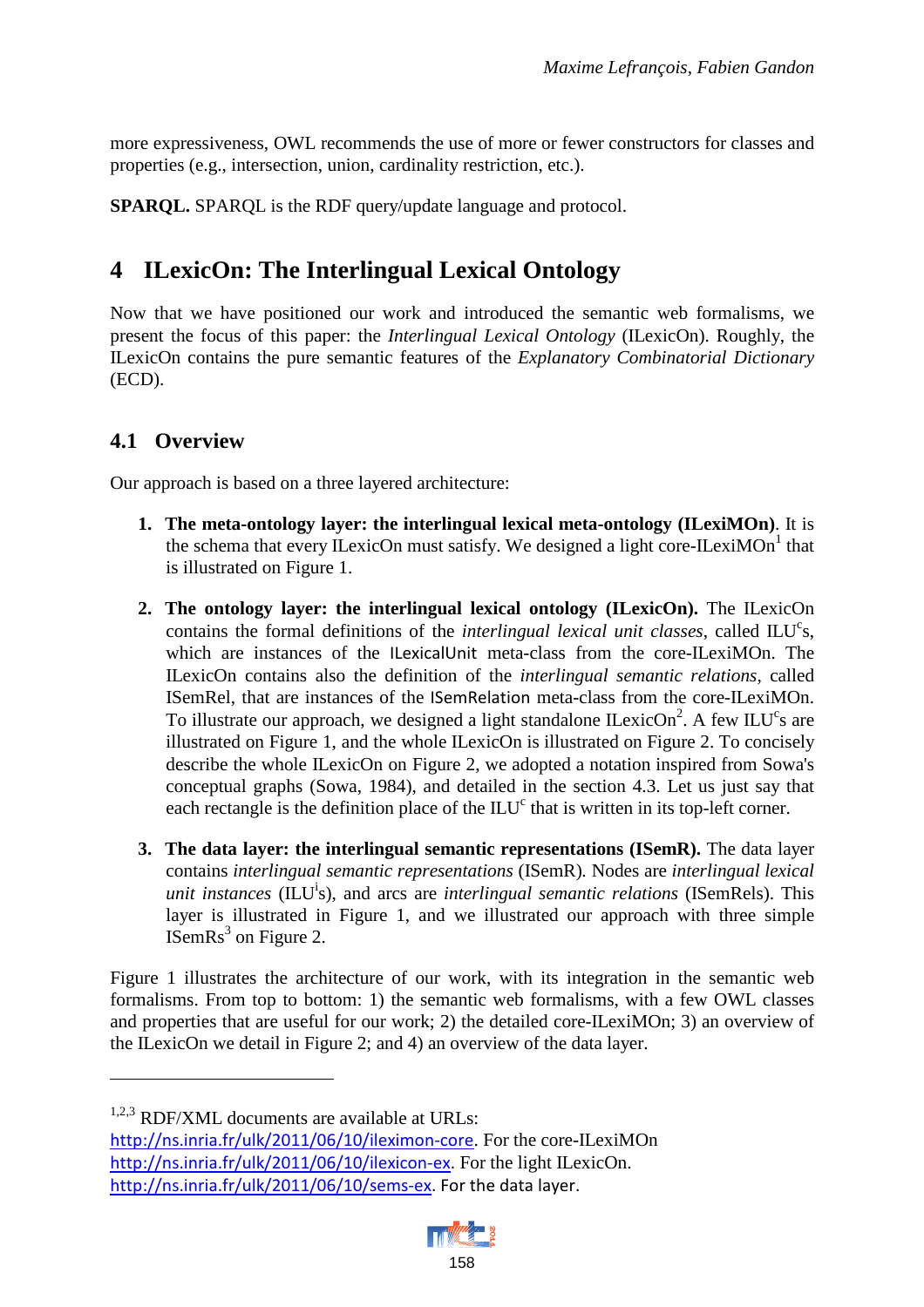more expressiveness, OWL recommends the use of more or fewer constructors for classes and properties (e.g., intersection, union, cardinality restriction, etc.).

**SPARQL.** SPARQL is the RDF query/update language and protocol.

# 4 ILexicOn: The Interlingual Lexical Ontology

Now that we have positioned our work and introduced the semantic web formalisms, we present the focus of this paper: the *Interlingual Lexical Ontology* (ILexicOn). Roughly, the ILexicOn contains the pure semantic features of the *Explanatory Combinatorial Dictionary* (ECD).

## 4.1 Overview

Our approach is based on a three layered architecture:

1. **The meta-ontology layer: the interlingual lexical meta-ontology (ILexiMOn)**. It is the schema that every ILexicOn must satisfy. We designed a light core-ILexiMOn[1] that is illustrated on Figure 1.

2. **The ontology layer: the interlingual lexical ontology (ILexicOn).** The ILexicOn contains the formal definitions of the *interlingual lexical unit classes*, called ILU$^c$s, which are instances of the ILexicalUnit meta-class from the core-ILexiMOn. The ILexicOn contains also the definition of the *interlingual semantic relations*, called ISemRel, that are instances of the ISemRelation meta-class from the core-ILexiMOn. To illustrate our approach, we designed a light standalone ILexicOn[2]. A few ILU$^c$s are illustrated on Figure 1, and the whole ILexicOn is illustrated on Figure 2. To concisely describe the whole ILexicOn on Figure 2, we adopted a notation inspired from Sowa's conceptual graphs (Sowa, 1984), and detailed in the section 4.3. Let us just say that each rectangle is the definition place of the ILU$^c$ that is written in its top-left corner.

3. **The data layer: the interlingual semantic representations (ISemR).** The data layer contains *interlingual semantic representations* (ISemR). Nodes are *interlingual lexical unit instances* (ILU$^i$s), and arcs are *interlingual semantic relations* (ISemRels). This layer is illustrated in Figure 1, and we illustrated our approach with three simple ISemRs[3] on Figure 2.

Figure 1 illustrates the architecture of our work, with its integration in the semantic web formalisms. From top to bottom: 1) the semantic web formalisms, with a few OWL classes and properties that are useful for our work; 2) the detailed core-ILexiMOn; 3) an overview of the ILexicOn we detail in Figure 2; and 4) an overview of the data layer.

---

[1,2,3] RDF/XML documents are available at URLs:
http://ns.inria.fr/ulk/2011/06/10/ileximon-core. For the core-ILexiMOn
http://ns.inria.fr/ulk/2011/06/10/ilexicon-ex. For the light ILexicOn.
http://ns.inria.fr/ulk/2011/06/10/sems-ex. For the data layer.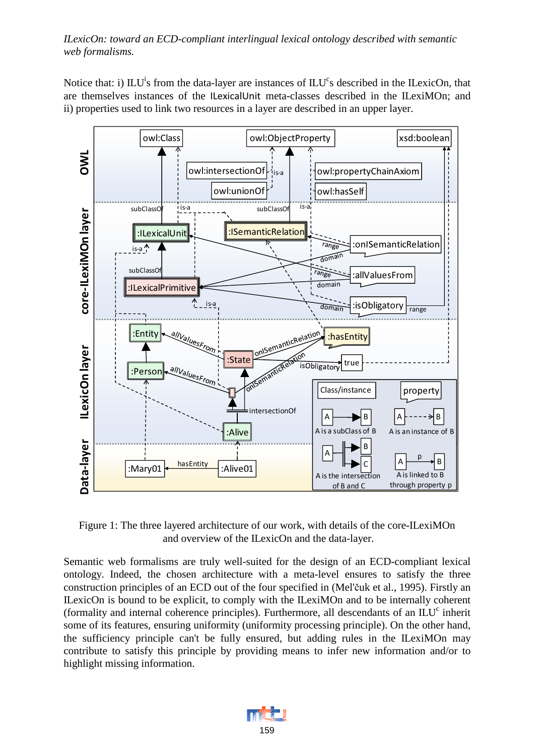Notice that: i) ILU[i]s from the data-layer are instances of ILU[c]s described in the ILexicOn, that are themselves instances of the ILexicalUnit meta-classes described in the ILexiMOn; and ii) properties used to link two resources in a layer are described in an upper layer.

Figure 1: The three layered architecture of our work, with details of the core-ILexiMOn and overview of the ILexicOn and the data-layer.

Semantic web formalisms are truly well-suited for the design of an ECD-compliant lexical ontology. Indeed, the chosen architecture with a meta-level ensures to satisfy the three construction principles of an ECD out of the four specified in (Mel'čuk et al., 1995). Firstly an ILexicOn is bound to be explicit, to comply with the ILexiMOn and to be internally coherent (formality and internal coherence principles). Furthermore, all descendants of an ILU[c] inherit some of its features, ensuring uniformity (uniformity processing principle). On the other hand, the sufficiency principle can't be fully ensured, but adding rules in the ILexiMOn may contribute to satisfy this principle by providing means to infer new information and/or to highlight missing information.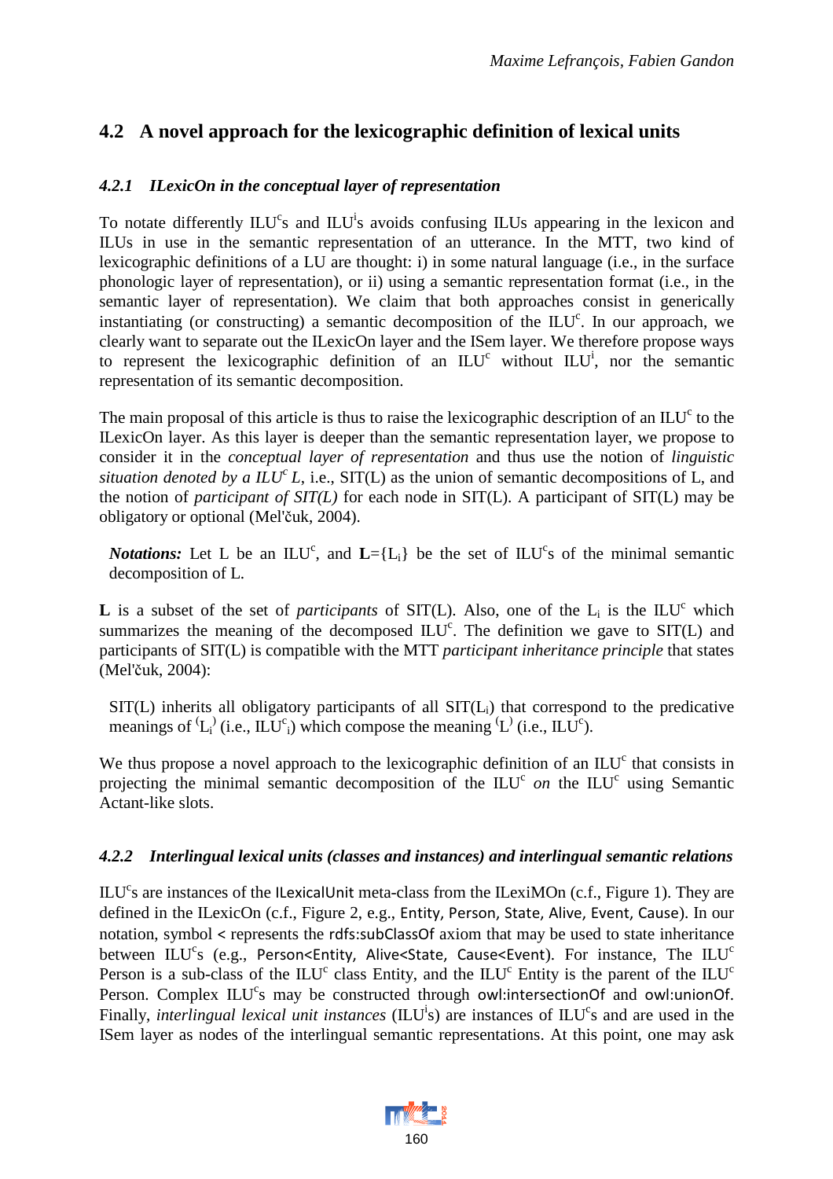## 4.2 A novel approach for the lexicographic definition of lexical units

### *4.2.1 ILexicOn in the conceptual layer of representation*

To notate differently ILU$^c$s and ILU$^i$s avoids confusing ILUs appearing in the lexicon and ILUs in use in the semantic representation of an utterance. In the MTT, two kind of lexicographic definitions of a LU are thought: i) in some natural language (i.e., in the surface phonologic layer of representation), or ii) using a semantic representation format (i.e., in the semantic layer of representation). We claim that both approaches consist in generically instantiating (or constructing) a semantic decomposition of the ILU$^c$. In our approach, we clearly want to separate out the ILexicOn layer and the ISem layer. We therefore propose ways to represent the lexicographic definition of an ILU$^c$ without ILU$^i$, nor the semantic representation of its semantic decomposition.

The main proposal of this article is thus to raise the lexicographic description of an ILU$^c$ to the ILexicOn layer. As this layer is deeper than the semantic representation layer, we propose to consider it in the *conceptual layer of representation* and thus use the notion of *linguistic situation denoted by a ILU$^c$ L*, i.e., SIT(L) as the union of semantic decompositions of L, and the notion of *participant of SIT(L)* for each node in SIT(L). A participant of SIT(L) may be obligatory or optional (Mel'čuk, 2004).

> ***Notations:*** Let L be an ILU$^c$, and $\mathbf{L}=\{L_i\}$ be the set of ILU$^c$s of the minimal semantic decomposition of L.

**L** is a subset of the set of *participants* of SIT(L). Also, one of the $L_i$ is the ILU$^c$ which summarizes the meaning of the decomposed ILU$^c$. The definition we gave to SIT(L) and participants of SIT(L) is compatible with the MTT *participant inheritance principle* that states (Mel'čuk, 2004):

> SIT(L) inherits all obligatory participants of all SIT($L_i$) that correspond to the predicative meanings of $^{(}L_i{}^{)}$ (i.e., ILU$^c{}_i$) which compose the meaning $^{(}L^{)}$ (i.e., ILU$^c$).

We thus propose a novel approach to the lexicographic definition of an ILU$^c$ that consists in projecting the minimal semantic decomposition of the ILU$^c$ *on* the ILU$^c$ using Semantic Actant-like slots.

### *4.2.2 Interlingual lexical units (classes and instances) and interlingual semantic relations*

ILU$^c$s are instances of the ILexicalUnit meta-class from the ILexiMOn (c.f., Figure 1). They are defined in the ILexicOn (c.f., Figure 2, e.g., Entity, Person, State, Alive, Event, Cause). In our notation, symbol < represents the rdfs:subClassOf axiom that may be used to state inheritance between ILU$^c$s (e.g., Person<Entity, Alive<State, Cause<Event). For instance, The ILU$^c$ Person is a sub-class of the ILU$^c$ class Entity, and the ILU$^c$ Entity is the parent of the ILU$^c$ Person. Complex ILU$^c$s may be constructed through owl:intersectionOf and owl:unionOf. Finally, *interlingual lexical unit instances* (ILU$^i$s) are instances of ILU$^c$s and are used in the ISem layer as nodes of the interlingual semantic representations. At this point, one may ask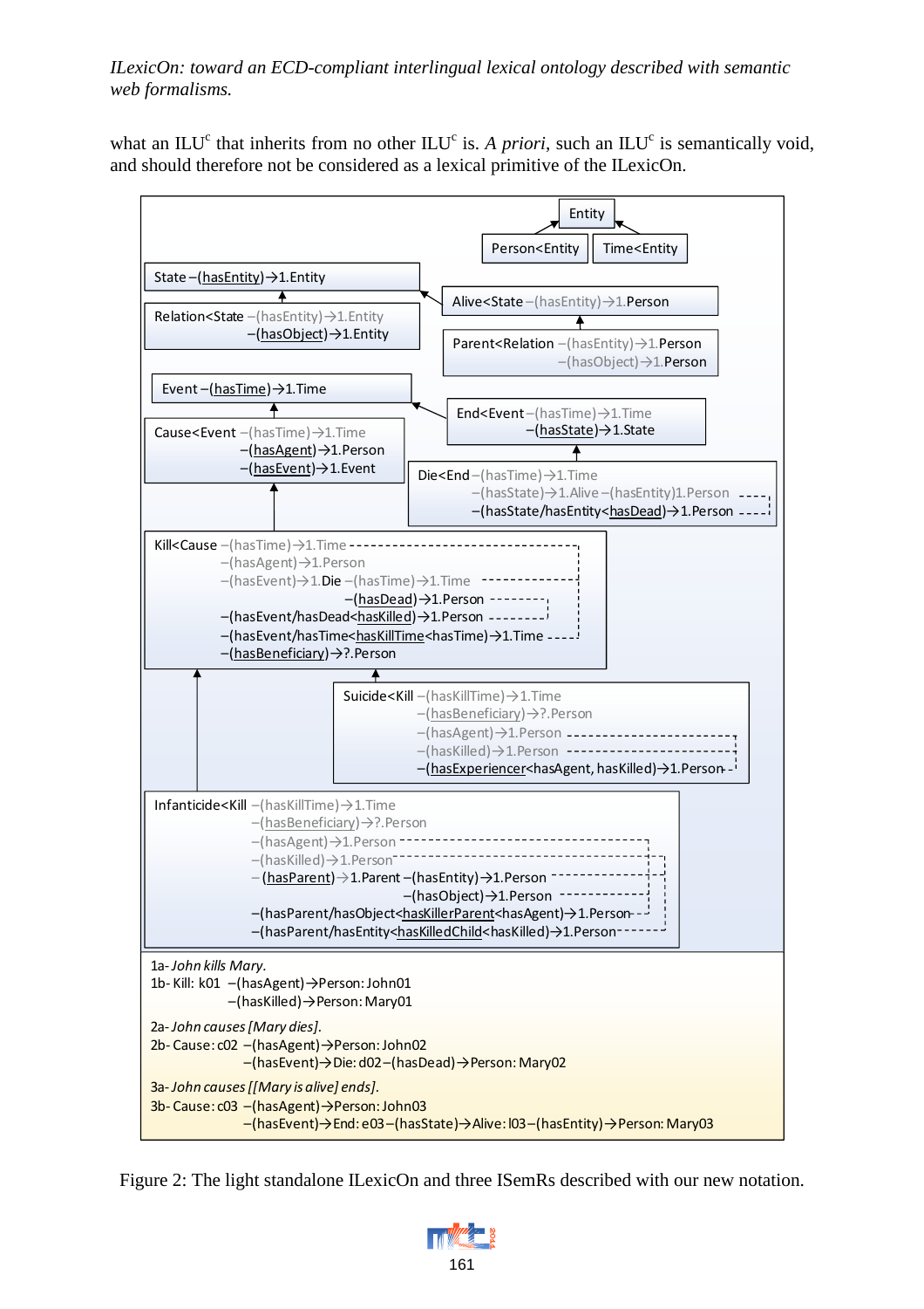what an ILU[c] that inherits from no other ILU[c] is. *A priori*, such an ILU[c] is semantically void, and should therefore not be considered as a lexical primitive of the ILexicOn.

```
Entity
Person<Entity    Time<Entity

State –(hasEntity)→1.Entity
Relation<State –(hasEntity)→1.Entity
               –(hasObject)→1.Entity

Alive<State –(hasEntity)→1.Person
Parent<Relation –(hasEntity)→1.Person
                –(hasObject)→1.Person

Event –(hasTime)→1.Time
Cause<Event –(hasTime)→1.Time
            –(hasAgent)→1.Person
            –(hasEvent)→1.Event

End<Event –(hasTime)→1.Time
          –(hasState)→1.State
Die<End –(hasTime)→1.Time
        –(hasState)→1.Alive –(hasEntity)1.Person
        –(hasState/hasEntity<hasDead)→1.Person

Kill<Cause –(hasTime)→1.Time
           –(hasAgent)→1.Person
           –(hasEvent)→1.Die –(hasTime)→1.Time
                             –(hasDead)→1.Person
           –(hasEvent/hasDead<hasKilled)→1.Person
           –(hasEvent/hasTime<hasKillTime<hasTime)→1.Time
           –(hasBeneficiary)→?.Person

Suicide<Kill –(hasKillTime)→1.Time
             –(hasBeneficiary)→?.Person
             –(hasAgent)→1.Person
             –(hasKilled)→1.Person
             –(hasExperiencer<hasAgent, hasKilled)→1.Person

Infanticide<Kill –(hasKillTime)→1.Time
                 –(hasBeneficiary)→?.Person
                 –(hasAgent)→1.Person
                 –(hasKilled)→1.Person
                 –(hasParent)→1.Parent –(hasEntity)→1.Person
                                       –(hasObject)→1.Person
                 –(hasParent/hasObject<hasKillerParent<hasAgent)→1.Person
                 –(hasParent/hasEntity<hasKilledChild<hasKilled)→1.Person

1a- John kills Mary.
1b- Kill: k01 –(hasAgent)→Person: John01
              –(hasKilled)→Person: Mary01

2a- John causes [Mary dies].
2b- Cause: c02 –(hasAgent)→Person: John02
               –(hasEvent)→Die: d02–(hasDead)→Person: Mary02

3a- John causes [[Mary is alive] ends].
3b- Cause: c03 –(hasAgent)→Person: John03
               –(hasEvent)→End: e03–(hasState)→Alive: l03–(hasEntity)→Person: Mary03
```

Figure 2: The light standalone ILexicOn and three ISemRs described with our new notation.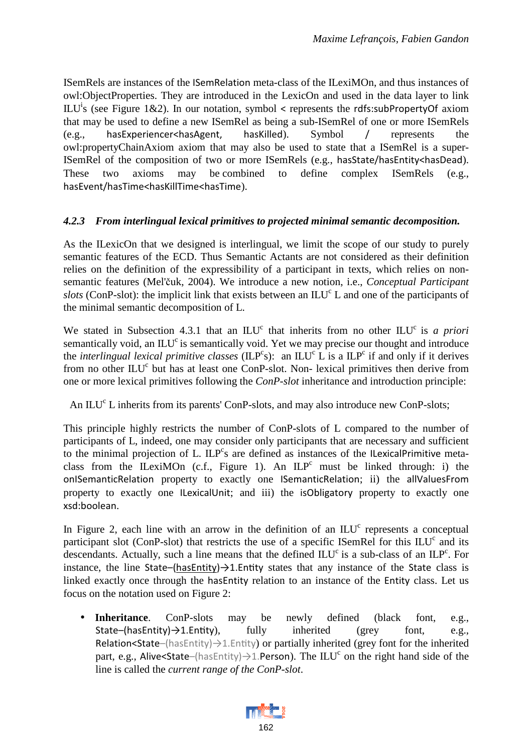ISemRels are instances of the ISemRelation meta-class of the ILexiMOn, and thus instances of owl:ObjectProperties. They are introduced in the LexicOn and used in the data layer to link ILU$^{i}$s (see Figure 1&2). In our notation, symbol < represents the rdfs:subPropertyOf axiom that may be used to define a new ISemRel as being a sub-ISemRel of one or more ISemRels (e.g., hasExperiencer<hasAgent, hasKilled). Symbol / represents the owl:propertyChainAxiom axiom that may also be used to state that a ISemRel is a super-ISemRel of the composition of two or more ISemRels (e.g., hasState/hasEntity<hasDead). These two axioms may be combined to define complex ISemRels (e.g., hasEvent/hasTime<hasKillTime<hasTime).

### *4.2.3 From interlingual lexical primitives to projected minimal semantic decomposition.*

As the ILexicOn that we designed is interlingual, we limit the scope of our study to purely semantic features of the ECD. Thus Semantic Actants are not considered as their definition relies on the definition of the expressibility of a participant in texts, which relies on non-semantic features (Mel'čuk, 2004). We introduce a new notion, i.e., *Conceptual Participant slots* (ConP-slot): the implicit link that exists between an ILU$^{c}$ L and one of the participants of the minimal semantic decomposition of L.

We stated in Subsection 4.3.1 that an ILU$^{c}$ that inherits from no other ILU$^{c}$ is *a priori* semantically void, an ILU$^{c}$ is semantically void. Yet we may precise our thought and introduce the *interlingual lexical primitive classes* (ILP$^{c}$s): an ILU$^{c}$ L is a ILP$^{c}$ if and only if it derives from no other ILU$^{c}$ but has at least one ConP-slot. Non- lexical primitives then derive from one or more lexical primitives following the *ConP-slot* inheritance and introduction principle:

An ILU$^{c}$ L inherits from its parents' ConP-slots, and may also introduce new ConP-slots;

This principle highly restricts the number of ConP-slots of L compared to the number of participants of L, indeed, one may consider only participants that are necessary and sufficient to the minimal projection of L. ILP$^{c}$s are defined as instances of the ILexicalPrimitive meta-class from the ILexiMOn (c.f., Figure 1). An ILP$^{c}$ must be linked through: i) the onISemanticRelation property to exactly one ISemanticRelation; ii) the allValuesFrom property to exactly one ILexicalUnit; and iii) the isObligatory property to exactly one xsd:boolean.

In Figure 2, each line with an arrow in the definition of an ILU$^{c}$ represents a conceptual participant slot (ConP-slot) that restricts the use of a specific ISemRel for this ILU$^{c}$ and its descendants. Actually, such a line means that the defined ILU$^{c}$ is a sub-class of an ILP$^{c}$. For instance, the line State–(hasEntity)→1.Entity states that any instance of the State class is linked exactly once through the hasEntity relation to an instance of the Entity class. Let us focus on the notation used on Figure 2:

- **Inheritance**. ConP-slots may be newly defined (black font, e.g., State–(hasEntity)→1.Entity), fully inherited (grey font, e.g., Relation<State–(hasEntity)→1.Entity) or partially inherited (grey font for the inherited part, e.g., Alive<State–(hasEntity)→1.Person). The ILU$^{c}$ on the right hand side of the line is called the *current range of the ConP-slot*.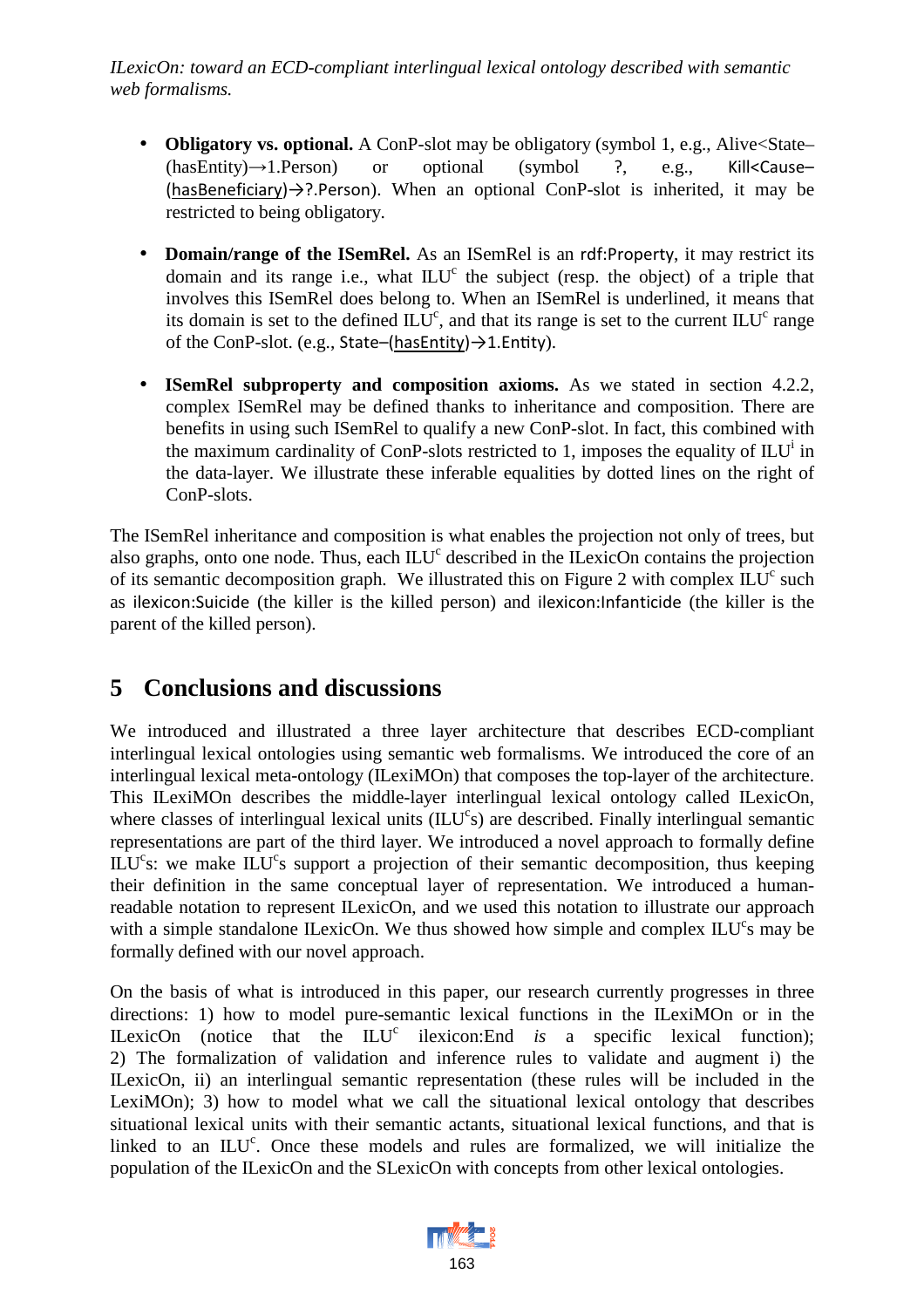- **Obligatory vs. optional.** A ConP-slot may be obligatory (symbol 1, e.g., Alive<State–(hasEntity)→1.Person) or optional (symbol ?, e.g., Kill<Cause–(hasBeneficiary)→?.Person). When an optional ConP-slot is inherited, it may be restricted to being obligatory.

- **Domain/range of the ISemRel.** As an ISemRel is an rdf:Property, it may restrict its domain and its range i.e., what ILU[c] the subject (resp. the object) of a triple that involves this ISemRel does belong to. When an ISemRel is underlined, it means that its domain is set to the defined ILU[c], and that its range is set to the current ILU[c] range of the ConP-slot. (e.g., State–(hasEntity)→1.Entity).

- **ISemRel subproperty and composition axioms.** As we stated in section 4.2.2, complex ISemRel may be defined thanks to inheritance and composition. There are benefits in using such ISemRel to qualify a new ConP-slot. In fact, this combined with the maximum cardinality of ConP-slots restricted to 1, imposes the equality of ILU[i] in the data-layer. We illustrate these inferable equalities by dotted lines on the right of ConP-slots.

The ISemRel inheritance and composition is what enables the projection not only of trees, but also graphs, onto one node. Thus, each ILU[c] described in the ILexicOn contains the projection of its semantic decomposition graph. We illustrated this on Figure 2 with complex ILU[c] such as ilexicon:Suicide (the killer is the killed person) and ilexicon:Infanticide (the killer is the parent of the killed person).

# 5 Conclusions and discussions

We introduced and illustrated a three layer architecture that describes ECD-compliant interlingual lexical ontologies using semantic web formalisms. We introduced the core of an interlingual lexical meta-ontology (ILexiMOn) that composes the top-layer of the architecture. This ILexiMOn describes the middle-layer interlingual lexical ontology called ILexicOn, where classes of interlingual lexical units (ILU[c]s) are described. Finally interlingual semantic representations are part of the third layer. We introduced a novel approach to formally define ILU[c]s: we make ILU[c]s support a projection of their semantic decomposition, thus keeping their definition in the same conceptual layer of representation. We introduced a human-readable notation to represent ILexicOn, and we used this notation to illustrate our approach with a simple standalone ILexicOn. We thus showed how simple and complex ILU[c]s may be formally defined with our novel approach.

On the basis of what is introduced in this paper, our research currently progresses in three directions: 1) how to model pure-semantic lexical functions in the ILexiMOn or in the ILexicOn (notice that the ILU[c] ilexicon:End *is* a specific lexical function); 2) The formalization of validation and inference rules to validate and augment i) the ILexicOn, ii) an interlingual semantic representation (these rules will be included in the LexiMOn); 3) how to model what we call the situational lexical ontology that describes situational lexical units with their semantic actants, situational lexical functions, and that is linked to an ILU[c]. Once these models and rules are formalized, we will initialize the population of the ILexicOn and the SLexicOn with concepts from other lexical ontologies.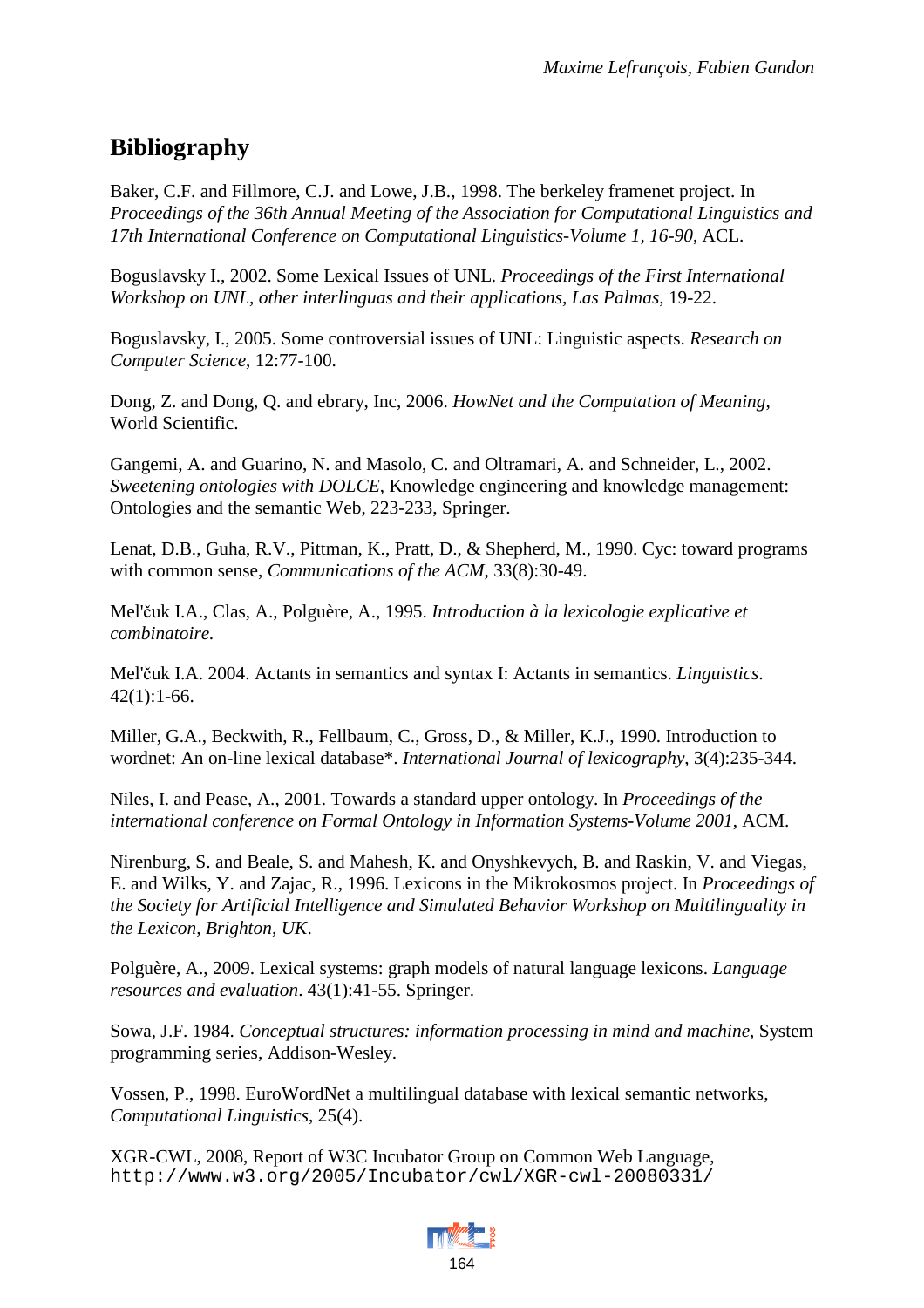## Bibliography

Baker, C.F. and Fillmore, C.J. and Lowe, J.B., 1998. The berkeley framenet project. In *Proceedings of the 36th Annual Meeting of the Association for Computational Linguistics and 17th International Conference on Computational Linguistics-Volume 1, 16-90*, ACL.

Boguslavsky I., 2002. Some Lexical Issues of UNL. *Proceedings of the First International Workshop on UNL, other interlinguas and their applications, Las Palmas*, 19-22.

Boguslavsky, I., 2005. Some controversial issues of UNL: Linguistic aspects. *Research on Computer Science*, 12:77-100.

Dong, Z. and Dong, Q. and ebrary, Inc, 2006. *HowNet and the Computation of Meaning*, World Scientific.

Gangemi, A. and Guarino, N. and Masolo, C. and Oltramari, A. and Schneider, L., 2002. *Sweetening ontologies with DOLCE*, Knowledge engineering and knowledge management: Ontologies and the semantic Web, 223-233, Springer.

Lenat, D.B., Guha, R.V., Pittman, K., Pratt, D., & Shepherd, M., 1990. Cyc: toward programs with common sense, *Communications of the ACM*, 33(8):30-49.

Mel'čuk I.A., Clas, A., Polguère, A., 1995. *Introduction à la lexicologie explicative et combinatoire.*

Mel'čuk I.A. 2004. Actants in semantics and syntax I: Actants in semantics. *Linguistics*. 42(1):1-66.

Miller, G.A., Beckwith, R., Fellbaum, C., Gross, D., & Miller, K.J., 1990. Introduction to wordnet: An on-line lexical database*. *International Journal of lexicography*, 3(4):235-344.

Niles, I. and Pease, A., 2001. Towards a standard upper ontology. In *Proceedings of the international conference on Formal Ontology in Information Systems-Volume 2001*, ACM.

Nirenburg, S. and Beale, S. and Mahesh, K. and Onyshkevych, B. and Raskin, V. and Viegas, E. and Wilks, Y. and Zajac, R., 1996. Lexicons in the Mikrokosmos project. In *Proceedings of the Society for Artificial Intelligence and Simulated Behavior Workshop on Multilinguality in the Lexicon, Brighton, UK*.

Polguère, A., 2009. Lexical systems: graph models of natural language lexicons. *Language resources and evaluation*. 43(1):41-55. Springer.

Sowa, J.F. 1984. *Conceptual structures: information processing in mind and machine*, System programming series, Addison-Wesley.

Vossen, P., 1998. EuroWordNet a multilingual database with lexical semantic networks, *Computational Linguistics*, 25(4).

XGR-CWL, 2008, Report of W3C Incubator Group on Common Web Language, `http://www.w3.org/2005/Incubator/cwl/XGR-cwl-20080331/`